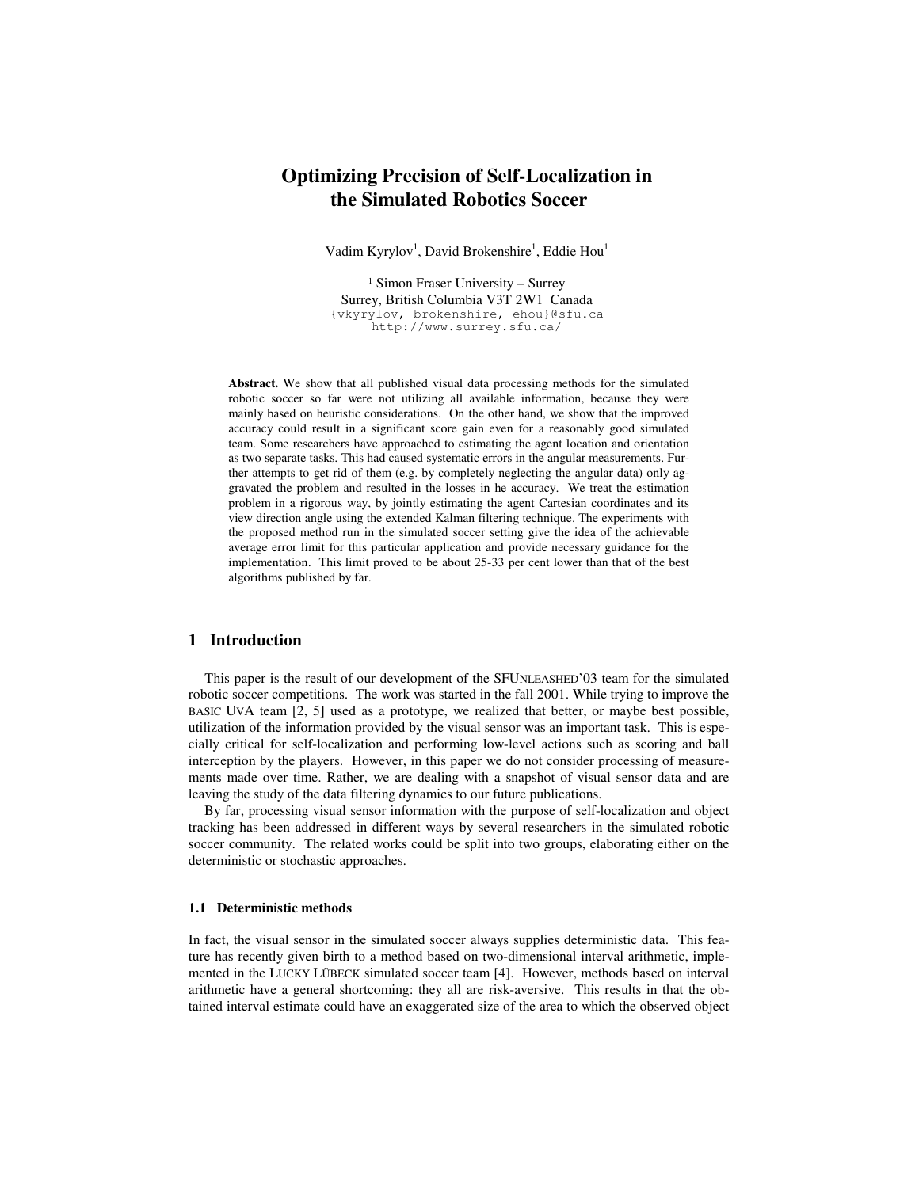# Optimizing Precision of Self-Localization in the Simulated Robotics Soccer

Vadim Kyrylov[1], David Brokenshire[1], Eddie Hou[1]

[1] Simon Fraser University – Surrey
Surrey, British Columbia V3T 2W1 Canada
{vkyrylov, brokenshire, ehou}@sfu.ca
http://www.surrey.sfu.ca/

**Abstract.** We show that all published visual data processing methods for the simulated robotic soccer so far were not utilizing all available information, because they were mainly based on heuristic considerations. On the other hand, we show that the improved accuracy could result in a significant score gain even for a reasonably good simulated team. Some researchers have approached to estimating the agent location and orientation as two separate tasks. This had caused systematic errors in the angular measurements. Further attempts to get rid of them (e.g. by completely neglecting the angular data) only aggravated the problem and resulted in the losses in he accuracy. We treat the estimation problem in a rigorous way, by jointly estimating the agent Cartesian coordinates and its view direction angle using the extended Kalman filtering technique. The experiments with the proposed method run in the simulated soccer setting give the idea of the achievable average error limit for this particular application and provide necessary guidance for the implementation. This limit proved to be about 25-33 per cent lower than that of the best algorithms published by far.

## 1 Introduction

This paper is the result of our development of the SFUNLEASHED'03 team for the simulated robotic soccer competitions. The work was started in the fall 2001. While trying to improve the BASIC UVA team [2, 5] used as a prototype, we realized that better, or maybe best possible, utilization of the information provided by the visual sensor was an important task. This is especially critical for self-localization and performing low-level actions such as scoring and ball interception by the players. However, in this paper we do not consider processing of measurements made over time. Rather, we are dealing with a snapshot of visual sensor data and are leaving the study of the data filtering dynamics to our future publications.

By far, processing visual sensor information with the purpose of self-localization and object tracking has been addressed in different ways by several researchers in the simulated robotic soccer community. The related works could be split into two groups, elaborating either on the deterministic or stochastic approaches.

### 1.1 Deterministic methods

In fact, the visual sensor in the simulated soccer always supplies deterministic data. This feature has recently given birth to a method based on two-dimensional interval arithmetic, implemented in the LUCKY LÜBECK simulated soccer team [4]. However, methods based on interval arithmetic have a general shortcoming: they all are risk-aversive. This results in that the obtained interval estimate could have an exaggerated size of the area to which the observed object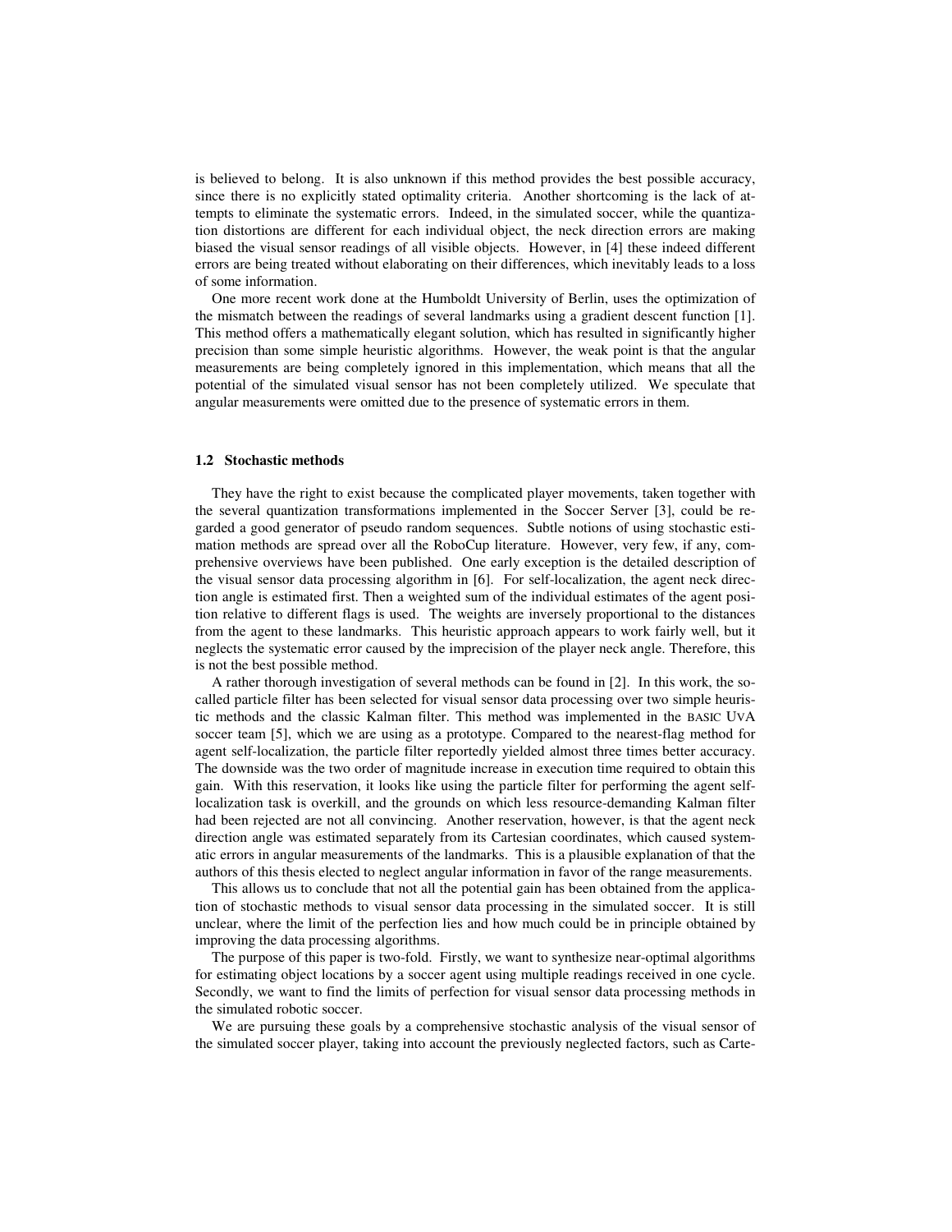is believed to belong. It is also unknown if this method provides the best possible accuracy, since there is no explicitly stated optimality criteria. Another shortcoming is the lack of attempts to eliminate the systematic errors. Indeed, in the simulated soccer, while the quantization distortions are different for each individual object, the neck direction errors are making biased the visual sensor readings of all visible objects. However, in [4] these indeed different errors are being treated without elaborating on their differences, which inevitably leads to a loss of some information.

One more recent work done at the Humboldt University of Berlin, uses the optimization of the mismatch between the readings of several landmarks using a gradient descent function [1]. This method offers a mathematically elegant solution, which has resulted in significantly higher precision than some simple heuristic algorithms. However, the weak point is that the angular measurements are being completely ignored in this implementation, which means that all the potential of the simulated visual sensor has not been completely utilized. We speculate that angular measurements were omitted due to the presence of systematic errors in them.

### 1.2 Stochastic methods

They have the right to exist because the complicated player movements, taken together with the several quantization transformations implemented in the Soccer Server [3], could be regarded a good generator of pseudo random sequences. Subtle notions of using stochastic estimation methods are spread over all the RoboCup literature. However, very few, if any, comprehensive overviews have been published. One early exception is the detailed description of the visual sensor data processing algorithm in [6]. For self-localization, the agent neck direction angle is estimated first. Then a weighted sum of the individual estimates of the agent position relative to different flags is used. The weights are inversely proportional to the distances from the agent to these landmarks. This heuristic approach appears to work fairly well, but it neglects the systematic error caused by the imprecision of the player neck angle. Therefore, this is not the best possible method.

A rather thorough investigation of several methods can be found in [2]. In this work, the so-called particle filter has been selected for visual sensor data processing over two simple heuristic methods and the classic Kalman filter. This method was implemented in the BASIC UvA soccer team [5], which we are using as a prototype. Compared to the nearest-flag method for agent self-localization, the particle filter reportedly yielded almost three times better accuracy. The downside was the two order of magnitude increase in execution time required to obtain this gain. With this reservation, it looks like using the particle filter for performing the agent self-localization task is overkill, and the grounds on which less resource-demanding Kalman filter had been rejected are not all convincing. Another reservation, however, is that the agent neck direction angle was estimated separately from its Cartesian coordinates, which caused systematic errors in angular measurements of the landmarks. This is a plausible explanation of that the authors of this thesis elected to neglect angular information in favor of the range measurements.

This allows us to conclude that not all the potential gain has been obtained from the application of stochastic methods to visual sensor data processing in the simulated soccer. It is still unclear, where the limit of the perfection lies and how much could be in principle obtained by improving the data processing algorithms.

The purpose of this paper is two-fold. Firstly, we want to synthesize near-optimal algorithms for estimating object locations by a soccer agent using multiple readings received in one cycle. Secondly, we want to find the limits of perfection for visual sensor data processing methods in the simulated robotic soccer.

We are pursuing these goals by a comprehensive stochastic analysis of the visual sensor of the simulated soccer player, taking into account the previously neglected factors, such as Carte-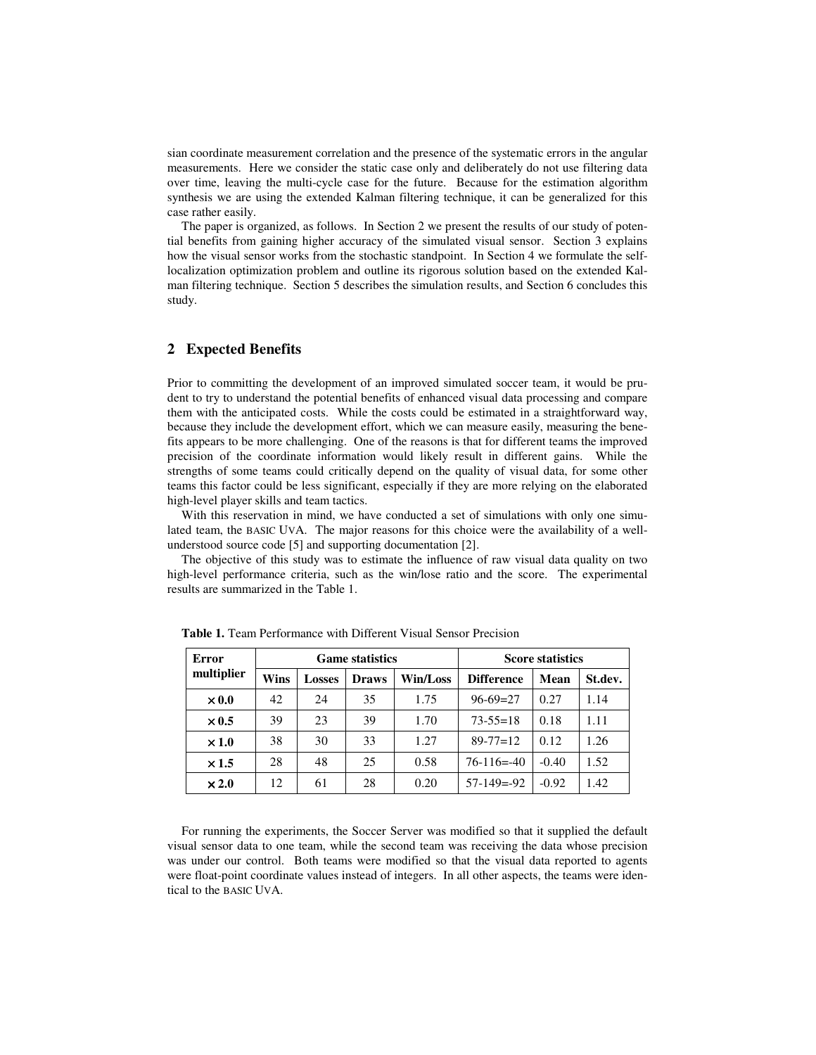sian coordinate measurement correlation and the presence of the systematic errors in the angular measurements. Here we consider the static case only and deliberately do not use filtering data over time, leaving the multi-cycle case for the future. Because for the estimation algorithm synthesis we are using the extended Kalman filtering technique, it can be generalized for this case rather easily.

The paper is organized, as follows. In Section 2 we present the results of our study of potential benefits from gaining higher accuracy of the simulated visual sensor. Section 3 explains how the visual sensor works from the stochastic standpoint. In Section 4 we formulate the self-localization optimization problem and outline its rigorous solution based on the extended Kalman filtering technique. Section 5 describes the simulation results, and Section 6 concludes this study.

## 2 Expected Benefits

Prior to committing the development of an improved simulated soccer team, it would be prudent to try to understand the potential benefits of enhanced visual data processing and compare them with the anticipated costs. While the costs could be estimated in a straightforward way, because they include the development effort, which we can measure easily, measuring the benefits appears to be more challenging. One of the reasons is that for different teams the improved precision of the coordinate information would likely result in different gains. While the strengths of some teams could critically depend on the quality of visual data, for some other teams this factor could be less significant, especially if they are more relying on the elaborated high-level player skills and team tactics.

With this reservation in mind, we have conducted a set of simulations with only one simulated team, the BASIC UVA. The major reasons for this choice were the availability of a well-understood source code [5] and supporting documentation [2].

The objective of this study was to estimate the influence of raw visual data quality on two high-level performance criteria, such as the win/lose ratio and the score. The experimental results are summarized in the Table 1.

**Table 1.** Team Performance with Different Visual Sensor Precision

| Error multiplier | Game statistics | | | | Score statistics | | |
|---|---|---|---|---|---|---|---|
| | **Wins** | **Losses** | **Draws** | **Win/Loss** | **Difference** | **Mean** | **St.dev.** |
| **× 0.0** | 42 | 24 | 35 | 1.75 | 96-69=27 | 0.27 | 1.14 |
| **× 0.5** | 39 | 23 | 39 | 1.70 | 73-55=18 | 0.18 | 1.11 |
| **× 1.0** | 38 | 30 | 33 | 1.27 | 89-77=12 | 0.12 | 1.26 |
| **× 1.5** | 28 | 48 | 25 | 0.58 | 76-116=-40 | -0.40 | 1.52 |
| **× 2.0** | 12 | 61 | 28 | 0.20 | 57-149=-92 | -0.92 | 1.42 |

For running the experiments, the Soccer Server was modified so that it supplied the default visual sensor data to one team, while the second team was receiving the data whose precision was under our control. Both teams were modified so that the visual data reported to agents were float-point coordinate values instead of integers. In all other aspects, the teams were identical to the BASIC UVA.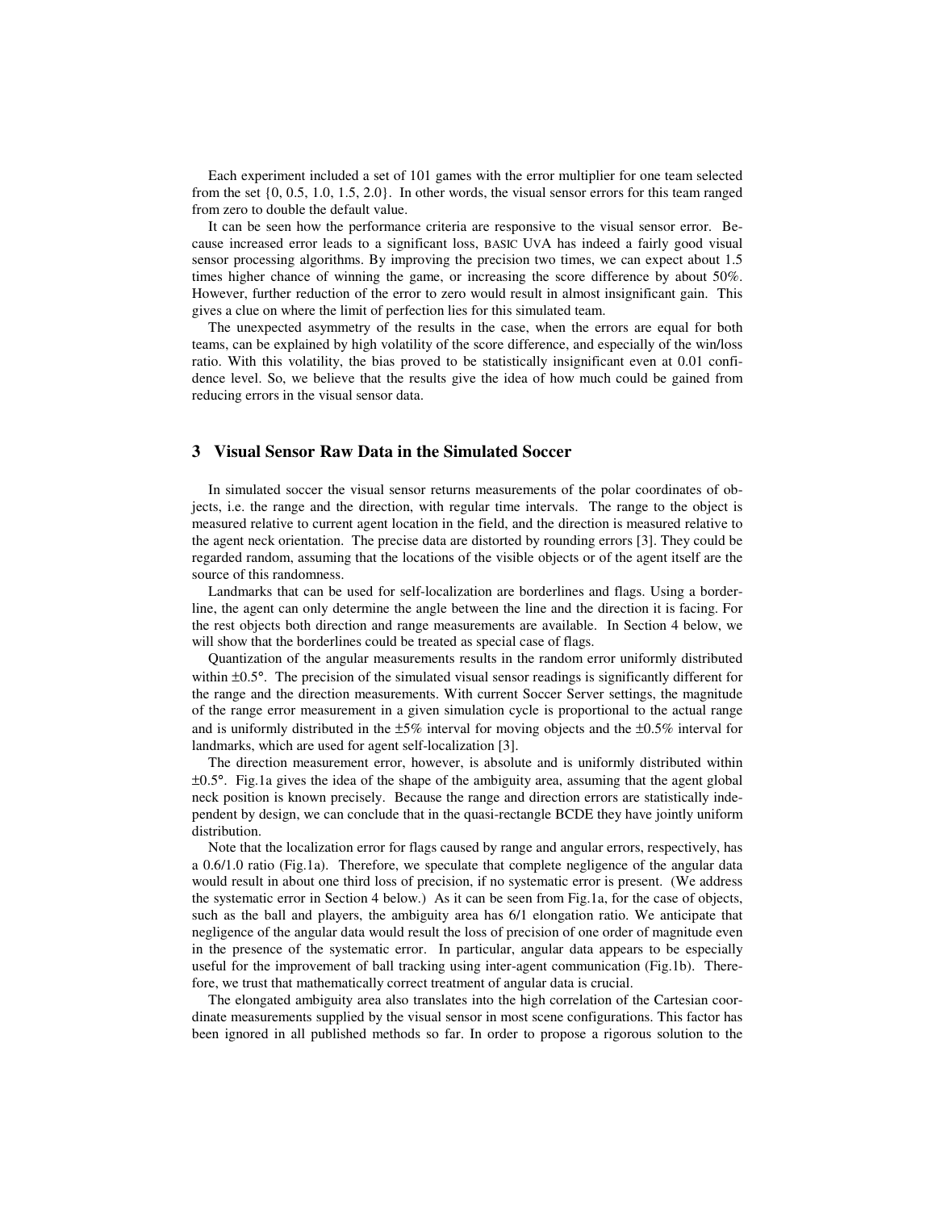Each experiment included a set of 101 games with the error multiplier for one team selected from the set {0, 0.5, 1.0, 1.5, 2.0}. In other words, the visual sensor errors for this team ranged from zero to double the default value.

It can be seen how the performance criteria are responsive to the visual sensor error. Because increased error leads to a significant loss, BASIC UVA has indeed a fairly good visual sensor processing algorithms. By improving the precision two times, we can expect about 1.5 times higher chance of winning the game, or increasing the score difference by about 50%. However, further reduction of the error to zero would result in almost insignificant gain. This gives a clue on where the limit of perfection lies for this simulated team.

The unexpected asymmetry of the results in the case, when the errors are equal for both teams, can be explained by high volatility of the score difference, and especially of the win/loss ratio. With this volatility, the bias proved to be statistically insignificant even at 0.01 confidence level. So, we believe that the results give the idea of how much could be gained from reducing errors in the visual sensor data.

## 3 Visual Sensor Raw Data in the Simulated Soccer

In simulated soccer the visual sensor returns measurements of the polar coordinates of objects, i.e. the range and the direction, with regular time intervals. The range to the object is measured relative to current agent location in the field, and the direction is measured relative to the agent neck orientation. The precise data are distorted by rounding errors [3]. They could be regarded random, assuming that the locations of the visible objects or of the agent itself are the source of this randomness.

Landmarks that can be used for self-localization are borderlines and flags. Using a borderline, the agent can only determine the angle between the line and the direction it is facing. For the rest objects both direction and range measurements are available. In Section 4 below, we will show that the borderlines could be treated as special case of flags.

Quantization of the angular measurements results in the random error uniformly distributed within ±0.5°. The precision of the simulated visual sensor readings is significantly different for the range and the direction measurements. With current Soccer Server settings, the magnitude of the range error measurement in a given simulation cycle is proportional to the actual range and is uniformly distributed in the ±5% interval for moving objects and the ±0.5% interval for landmarks, which are used for agent self-localization [3].

The direction measurement error, however, is absolute and is uniformly distributed within ±0.5°. Fig.1a gives the idea of the shape of the ambiguity area, assuming that the agent global neck position is known precisely. Because the range and direction errors are statistically independent by design, we can conclude that in the quasi-rectangle BCDE they have jointly uniform distribution.

Note that the localization error for flags caused by range and angular errors, respectively, has a 0.6/1.0 ratio (Fig.1a). Therefore, we speculate that complete negligence of the angular data would result in about one third loss of precision, if no systematic error is present. (We address the systematic error in Section 4 below.) As it can be seen from Fig.1a, for the case of objects, such as the ball and players, the ambiguity area has 6/1 elongation ratio. We anticipate that negligence of the angular data would result the loss of precision of one order of magnitude even in the presence of the systematic error. In particular, angular data appears to be especially useful for the improvement of ball tracking using inter-agent communication (Fig.1b). Therefore, we trust that mathematically correct treatment of angular data is crucial.

The elongated ambiguity area also translates into the high correlation of the Cartesian coordinate measurements supplied by the visual sensor in most scene configurations. This factor has been ignored in all published methods so far. In order to propose a rigorous solution to the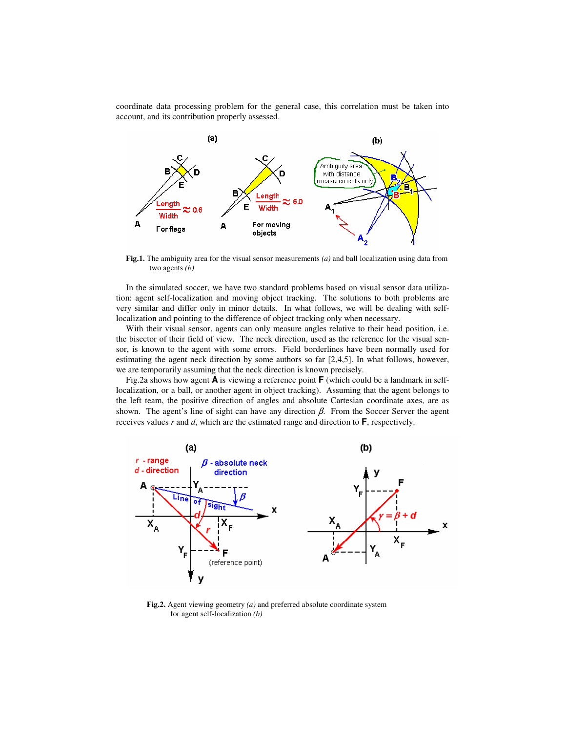coordinate data processing problem for the general case, this correlation must be taken into account, and its contribution properly assessed.

**Fig.1.** The ambiguity area for the visual sensor measurements *(a)* and ball localization using data from two agents *(b)*

In the simulated soccer, we have two standard problems based on visual sensor data utilization: agent self-localization and moving object tracking. The solutions to both problems are very similar and differ only in minor details. In what follows, we will be dealing with self-localization and pointing to the difference of object tracking only when necessary.

With their visual sensor, agents can only measure angles relative to their head position, i.e. the bisector of their field of view. The neck direction, used as the reference for the visual sensor, is known to the agent with some errors. Field borderlines have been normally used for estimating the agent neck direction by some authors so far [2,4,5]. In what follows, however, we are temporarily assuming that the neck direction is known precisely.

Fig.2a shows how agent **A** is viewing a reference point **F** (which could be a landmark in self-localization, or a ball, or another agent in object tracking). Assuming that the agent belongs to the left team, the positive direction of angles and absolute Cartesian coordinate axes, are as shown. The agent's line of sight can have any direction $\beta$. From the Soccer Server the agent receives values $r$ and $d$, which are the estimated range and direction to **F**, respectively.

**Fig.2.** Agent viewing geometry *(a)* and preferred absolute coordinate system for agent self-localization *(b)*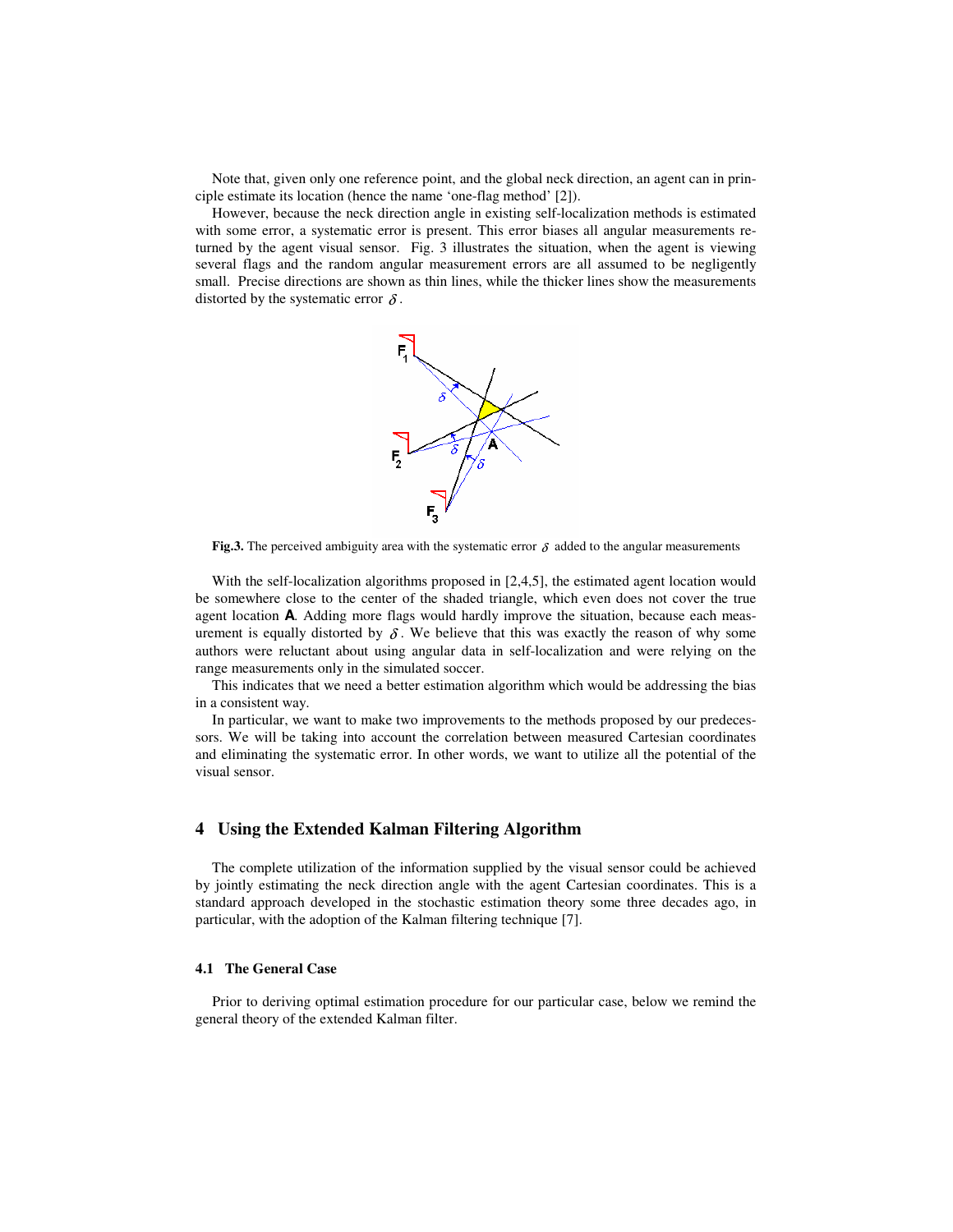Note that, given only one reference point, and the global neck direction, an agent can in principle estimate its location (hence the name 'one-flag method' [2]).

However, because the neck direction angle in existing self-localization methods is estimated with some error, a systematic error is present. This error biases all angular measurements returned by the agent visual sensor. Fig. 3 illustrates the situation, when the agent is viewing several flags and the random angular measurement errors are all assumed to be negligently small. Precise directions are shown as thin lines, while the thicker lines show the measurements distorted by the systematic error $\delta$.

**Fig.3.** The perceived ambiguity area with the systematic error $\delta$ added to the angular measurements

With the self-localization algorithms proposed in [2,4,5], the estimated agent location would be somewhere close to the center of the shaded triangle, which even does not cover the true agent location **A**. Adding more flags would hardly improve the situation, because each measurement is equally distorted by $\delta$. We believe that this was exactly the reason of why some authors were reluctant about using angular data in self-localization and were relying on the range measurements only in the simulated soccer.

This indicates that we need a better estimation algorithm which would be addressing the bias in a consistent way.

In particular, we want to make two improvements to the methods proposed by our predecessors. We will be taking into account the correlation between measured Cartesian coordinates and eliminating the systematic error. In other words, we want to utilize all the potential of the visual sensor.

## 4 Using the Extended Kalman Filtering Algorithm

The complete utilization of the information supplied by the visual sensor could be achieved by jointly estimating the neck direction angle with the agent Cartesian coordinates. This is a standard approach developed in the stochastic estimation theory some three decades ago, in particular, with the adoption of the Kalman filtering technique [7].

### 4.1 The General Case

Prior to deriving optimal estimation procedure for our particular case, below we remind the general theory of the extended Kalman filter.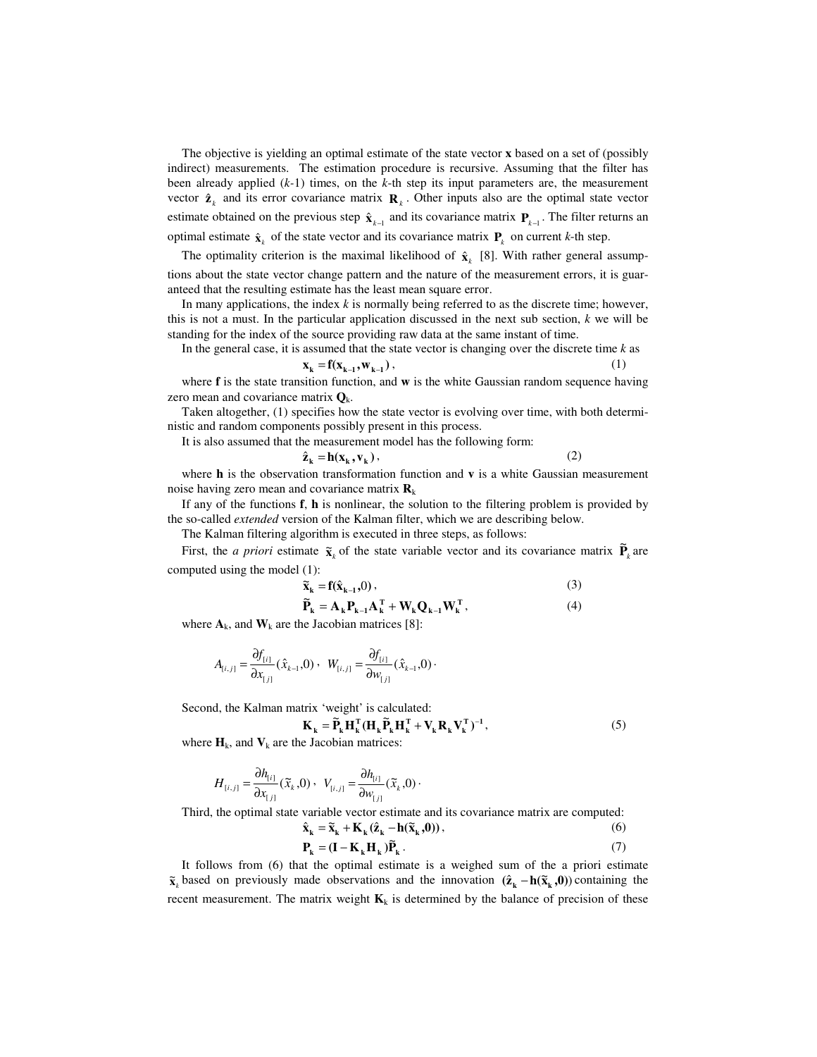The objective is yielding an optimal estimate of the state vector **x** based on a set of (possibly indirect) measurements. The estimation procedure is recursive. Assuming that the filter has been already applied (*k*-1) times, on the *k*-th step its input parameters are, the measurement vector $\hat{\mathbf{z}}_k$ and its error covariance matrix $\mathbf{R}_k$. Other inputs also are the optimal state vector estimate obtained on the previous step $\hat{\mathbf{x}}_{k-1}$ and its covariance matrix $\mathbf{P}_{k-1}$. The filter returns an optimal estimate $\hat{\mathbf{x}}_k$ of the state vector and its covariance matrix $\mathbf{P}_k$ on current *k*-th step.

The optimality criterion is the maximal likelihood of $\hat{\mathbf{x}}_k$ [8]. With rather general assumptions about the state vector change pattern and the nature of the measurement errors, it is guaranteed that the resulting estimate has the least mean square error.

In many applications, the index *k* is normally being referred to as the discrete time; however, this is not a must. In the particular application discussed in the next sub section, *k* we will be standing for the index of the source providing raw data at the same instant of time.

In the general case, it is assumed that the state vector is changing over the discrete time *k* as

$$\mathbf{x_k} = \mathbf{f}(\mathbf{x_{k-1}}, \mathbf{w_{k-1}}), \quad (1)$$

where **f** is the state transition function, and **w** is the white Gaussian random sequence having zero mean and covariance matrix $\mathbf{Q}_k$.

Taken altogether, (1) specifies how the state vector is evolving over time, with both deterministic and random components possibly present in this process.

It is also assumed that the measurement model has the following form:

$$\hat{\mathbf{z}}_\mathbf{k} = \mathbf{h}(\mathbf{x_k}, \mathbf{v_k}), \quad (2)$$

where **h** is the observation transformation function and **v** is a white Gaussian measurement noise having zero mean and covariance matrix $\mathbf{R}_k$

If any of the functions **f**, **h** is nonlinear, the solution to the filtering problem is provided by the so-called *extended* version of the Kalman filter, which we are describing below.

The Kalman filtering algorithm is executed in three steps, as follows:

First, the *a priori* estimate $\tilde{\mathbf{x}}_k$ of the state variable vector and its covariance matrix $\tilde{\mathbf{P}}_k$ are computed using the model (1):

$$\tilde{\mathbf{x}}_\mathbf{k} = \mathbf{f}(\hat{\mathbf{x}}_\mathbf{k-1}, 0), \quad (3)$$

$$\tilde{\mathbf{P}}_\mathbf{k} = \mathbf{A_k}\mathbf{P_{k-1}}\mathbf{A_k^T} + \mathbf{W_k}\mathbf{Q_{k-1}}\mathbf{W_k^T}, \quad (4)$$

where $\mathbf{A}_k$, and $\mathbf{W}_k$ are the Jacobian matrices [8]:

$$A_{[i,j]} = \frac{\partial f_{[i]}}{\partial x_{[j]}}(\hat{x}_{k-1}, 0), \quad W_{[i,j]} = \frac{\partial f_{[i]}}{\partial w_{[j]}}(\hat{x}_{k-1}, 0).$$

Second, the Kalman matrix 'weight' is calculated:

$$\mathbf{K_k} = \tilde{\mathbf{P}}_\mathbf{k}\mathbf{H_k^T}(\mathbf{H_k}\tilde{\mathbf{P}}_\mathbf{k}\mathbf{H_k^T} + \mathbf{V_k}\mathbf{R_k}\mathbf{V_k^T})^{-1}, \quad (5)$$

where $\mathbf{H}_k$, and $\mathbf{V}_k$ are the Jacobian matrices:

$$H_{[i,j]} = \frac{\partial h_{[i]}}{\partial x_{[j]}}(\tilde{x}_k, 0), \quad V_{[i,j]} = \frac{\partial h_{[i]}}{\partial w_{[j]}}(\tilde{x}_k, 0).$$

Third, the optimal state variable vector estimate and its covariance matrix are computed:

$$\hat{\mathbf{x}}_\mathbf{k} = \tilde{\mathbf{x}}_\mathbf{k} + \mathbf{K_k}(\hat{\mathbf{z}}_\mathbf{k} - \mathbf{h}(\tilde{\mathbf{x}}_\mathbf{k}, \mathbf{0})), \quad (6)$$

$$\mathbf{P_k} = (\mathbf{I} - \mathbf{K_k}\mathbf{H_k})\tilde{\mathbf{P}}_\mathbf{k}. \quad (7)$$

It follows from (6) that the optimal estimate is a weighed sum of the a priori estimate $\tilde{\mathbf{x}}_k$ based on previously made observations and the innovation $(\hat{\mathbf{z}}_\mathbf{k} - \mathbf{h}(\tilde{\mathbf{x}}_\mathbf{k}, \mathbf{0}))$ containing the recent measurement. The matrix weight $\mathbf{K}_k$ is determined by the balance of precision of these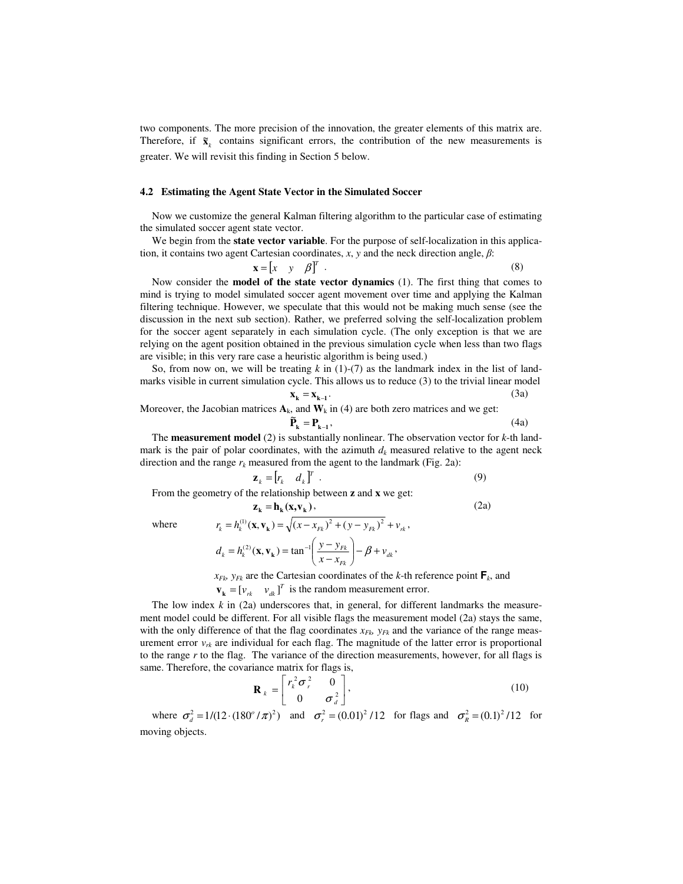two components. The more precision of the innovation, the greater elements of this matrix are. Therefore, if $\tilde{\mathbf{x}}_k$ contains significant errors, the contribution of the new measurements is greater. We will revisit this finding in Section 5 below.

### 4.2 Estimating the Agent State Vector in the Simulated Soccer

Now we customize the general Kalman filtering algorithm to the particular case of estimating the simulated soccer agent state vector.

We begin from the **state vector variable**. For the purpose of self-localization in this application, it contains two agent Cartesian coordinates, $x$, $y$ and the neck direction angle, $\beta$:

$$\mathbf{x} = \begin{bmatrix} x & y & \beta \end{bmatrix}^T . \tag{8}$$

Now consider the **model of the state vector dynamics** (1). The first thing that comes to mind is trying to model simulated soccer agent movement over time and applying the Kalman filtering technique. However, we speculate that this would not be making much sense (see the discussion in the next sub section). Rather, we preferred solving the self-localization problem for the soccer agent separately in each simulation cycle. (The only exception is that we are relying on the agent position obtained in the previous simulation cycle when less than two flags are visible; in this very rare case a heuristic algorithm is being used.)

So, from now on, we will be treating $k$ in (1)-(7) as the landmark index in the list of landmarks visible in current simulation cycle. This allows us to reduce (3) to the trivial linear model

$$\mathbf{x_k} = \mathbf{x_{k-1}} . \tag{3a}$$

Moreover, the Jacobian matrices $\mathbf{A}_k$, and $\mathbf{W}_k$ in (4) are both zero matrices and we get:

$$\tilde{\mathbf{P}}_\mathbf{k} = \mathbf{P_{k-1}} , \tag{4a}$$

The **measurement model** (2) is substantially nonlinear. The observation vector for $k$-th landmark is the pair of polar coordinates, with the azimuth $d_k$ measured relative to the agent neck direction and the range $r_k$ measured from the agent to the landmark (Fig. 2a):

$$\mathbf{z}_k = \begin{bmatrix} r_k & d_k \end{bmatrix}^T . \tag{9}$$

From the geometry of the relationship between $\mathbf{z}$ and $\mathbf{x}$ we get:

$$\mathbf{z_k} = \mathbf{h_k}(\mathbf{x}, \mathbf{v_k}) , \tag{2a}$$

where
$$r_k = h_k^{(1)}(\mathbf{x}, \mathbf{v_k}) = \sqrt{(x - x_{Fk})^2 + (y - y_{Fk})^2} + v_{rk} ,$$

$$d_k = h_k^{(2)}(\mathbf{x}, \mathbf{v_k}) = \tan^{-1}\left(\frac{y - y_{Fk}}{x - x_{Fk}}\right) - \beta + v_{dk} ,$$

$x_{Fk}$, $y_{Fk}$ are the Cartesian coordinates of the $k$-th reference point $\mathbf{F}_k$, and
$\mathbf{v_k} = [v_{rk} \quad v_{dk}]^T$ is the random measurement error.

The low index $k$ in (2a) underscores that, in general, for different landmarks the measurement model could be different. For all visible flags the measurement model (2a) stays the same, with the only difference of that the flag coordinates $x_{Fk}$, $y_{Fk}$ and the variance of the range measurement error $v_{rk}$ are individual for each flag. The magnitude of the latter error is proportional to the range $r$ to the flag. The variance of the direction measurements, however, for all flags is same. Therefore, the covariance matrix for flags is,

$$\mathbf{R}_k = \begin{bmatrix} r_k^2 \sigma_r^2 & 0 \\ 0 & \sigma_d^2 \end{bmatrix} , \tag{10}$$

where $\sigma_d^2 = 1/(12 \cdot (180^o / \pi)^2)$ and $\sigma_r^2 = (0.01)^2 / 12$ for flags and $\sigma_R^2 = (0.1)^2 / 12$ for moving objects.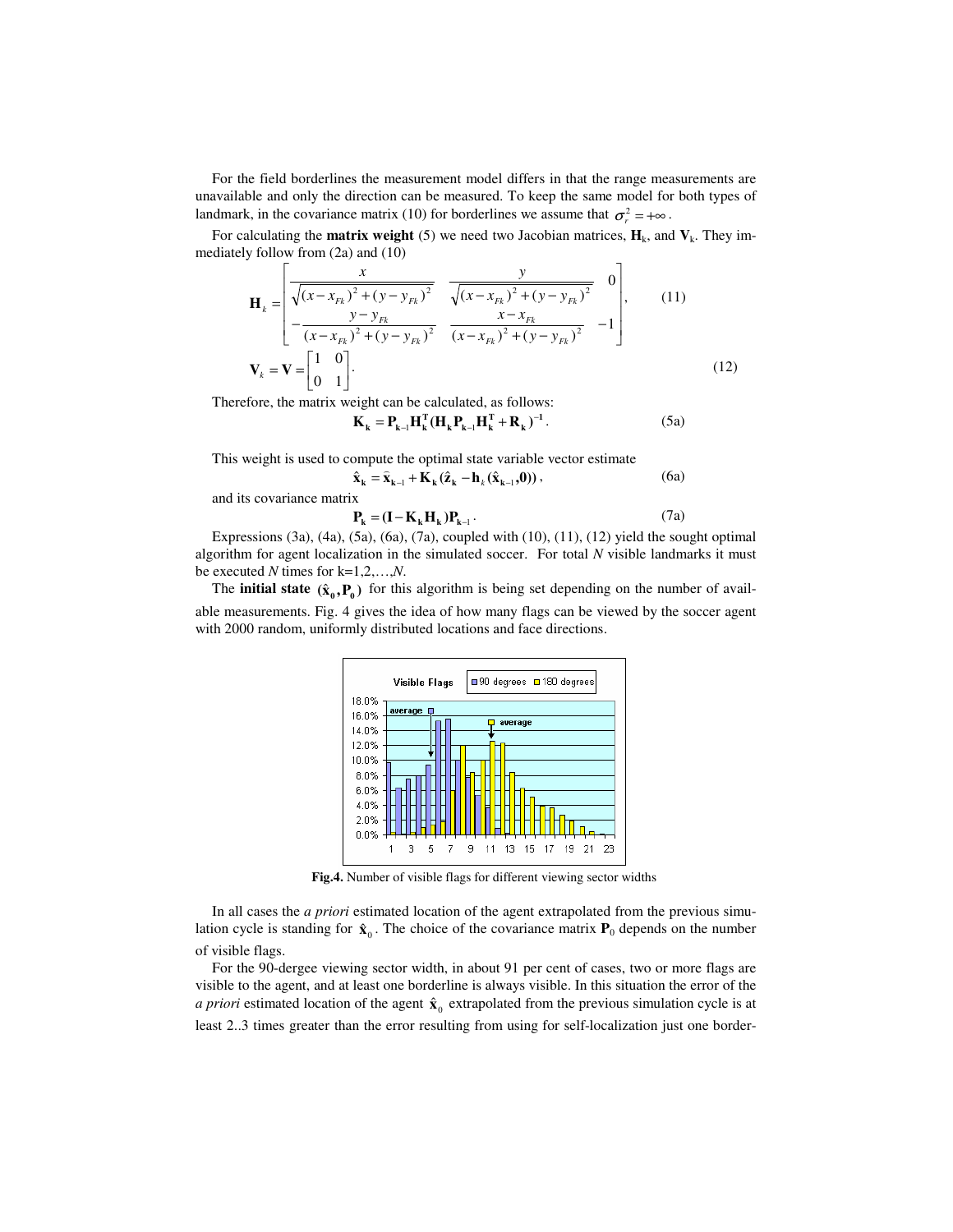For the field borderlines the measurement model differs in that the range measurements are unavailable and only the direction can be measured. To keep the same model for both types of landmark, in the covariance matrix (10) for borderlines we assume that $\sigma_r^2 = +\infty$.

For calculating the **matrix weight** (5) we need two Jacobian matrices, $\mathbf{H}_k$, and $\mathbf{V}_k$. They immediately follow from (2a) and (10)

$$\mathbf{H}_k = \begin{bmatrix} \dfrac{x}{\sqrt{(x-x_{Fk})^2 + (y-y_{Fk})^2}} & \dfrac{y}{\sqrt{(x-x_{Fk})^2 + (y-y_{Fk})^2}} & 0 \\ -\dfrac{y-y_{Fk}}{(x-x_{Fk})^2 + (y-y_{Fk})^2} & \dfrac{x-x_{Fk}}{(x-x_{Fk})^2 + (y-y_{Fk})^2} & -1 \end{bmatrix}, \quad (11)$$

$$\mathbf{V}_k = \mathbf{V} = \begin{bmatrix} 1 & 0 \\ 0 & 1 \end{bmatrix}. \quad (12)$$

Therefore, the matrix weight can be calculated, as follows:

$$\mathbf{K_k} = \mathbf{P_{k-1}} \mathbf{H_k^T} (\mathbf{H_k} \mathbf{P_{k-1}} \mathbf{H_k^T} + \mathbf{R_k})^{-1}. \quad (5a)$$

This weight is used to compute the optimal state variable vector estimate

$$\hat{\mathbf{x}}_\mathbf{k} = \bar{\mathbf{x}}_{\mathbf{k}-1} + \mathbf{K_k} (\hat{\mathbf{z}}_\mathbf{k} - \mathbf{h}_k (\hat{\mathbf{x}}_{\mathbf{k}-1}, \mathbf{0})), \quad (6a)$$

and its covariance matrix

$$\mathbf{P_k} = (\mathbf{I} - \mathbf{K_k} \mathbf{H_k}) \mathbf{P_{k-1}}. \quad (7a)$$

Expressions (3a), (4a), (5a), (6a), (7a), coupled with (10), (11), (12) yield the sought optimal algorithm for agent localization in the simulated soccer. For total *N* visible landmarks it must be executed *N* times for k=1,2,…,*N*.

The **initial state** $(\hat{\mathbf{x}}_\mathbf{0}, \mathbf{P_0})$ for this algorithm is being set depending on the number of available measurements. Fig. 4 gives the idea of how many flags can be viewed by the soccer agent with 2000 random, uniformly distributed locations and face directions.

**Fig.4.** Number of visible flags for different viewing sector widths

In all cases the *a priori* estimated location of the agent extrapolated from the previous simulation cycle is standing for $\hat{\mathbf{x}}_0$. The choice of the covariance matrix $\mathbf{P}_0$ depends on the number of visible flags.

For the 90-dergee viewing sector width, in about 91 per cent of cases, two or more flags are visible to the agent, and at least one borderline is always visible. In this situation the error of the *a priori* estimated location of the agent $\hat{\mathbf{x}}_0$ extrapolated from the previous simulation cycle is at least 2..3 times greater than the error resulting from using for self-localization just one border-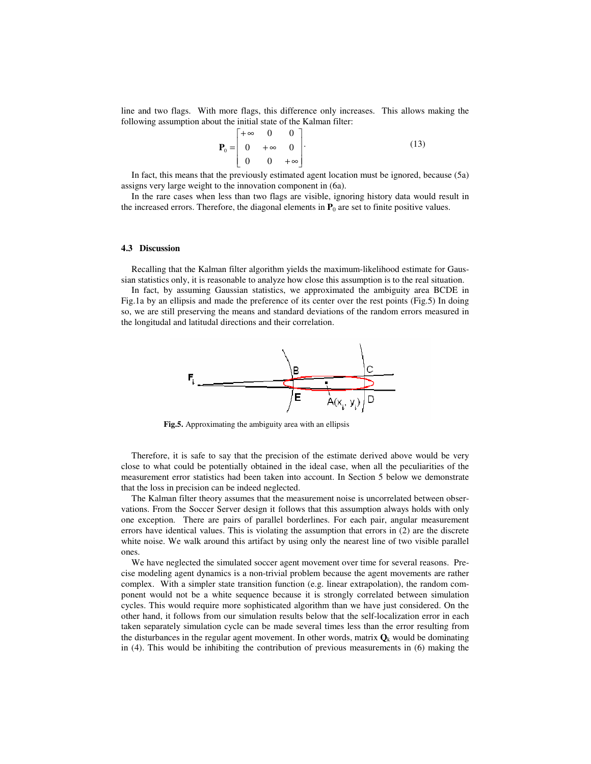line and two flags. With more flags, this difference only increases. This allows making the following assumption about the initial state of the Kalman filter:

$$\mathbf{P}_0 = \begin{bmatrix} +\infty & 0 & 0 \\ 0 & +\infty & 0 \\ 0 & 0 & +\infty \end{bmatrix}. \tag{13}$$

In fact, this means that the previously estimated agent location must be ignored, because (5a) assigns very large weight to the innovation component in (6a).

In the rare cases when less than two flags are visible, ignoring history data would result in the increased errors. Therefore, the diagonal elements in $\mathbf{P}_0$ are set to finite positive values.

### 4.3 Discussion

Recalling that the Kalman filter algorithm yields the maximum-likelihood estimate for Gaussian statistics only, it is reasonable to analyze how close this assumption is to the real situation.

In fact, by assuming Gaussian statistics, we approximated the ambiguity area BCDE in Fig.1a by an ellipsis and made the preference of its center over the rest points (Fig.5) In doing so, we are still preserving the means and standard deviations of the random errors measured in the longitudal and latitudal directions and their correlation.

**Fig.5.** Approximating the ambiguity area with an ellipsis

Therefore, it is safe to say that the precision of the estimate derived above would be very close to what could be potentially obtained in the ideal case, when all the peculiarities of the measurement error statistics had been taken into account. In Section 5 below we demonstrate that the loss in precision can be indeed neglected.

The Kalman filter theory assumes that the measurement noise is uncorrelated between observations. From the Soccer Server design it follows that this assumption always holds with only one exception. There are pairs of parallel borderlines. For each pair, angular measurement errors have identical values. This is violating the assumption that errors in (2) are the discrete white noise. We walk around this artifact by using only the nearest line of two visible parallel ones.

We have neglected the simulated soccer agent movement over time for several reasons. Precise modeling agent dynamics is a non-trivial problem because the agent movements are rather complex. With a simpler state transition function (e.g. linear extrapolation), the random component would not be a white sequence because it is strongly correlated between simulation cycles. This would require more sophisticated algorithm than we have just considered. On the other hand, it follows from our simulation results below that the self-localization error in each taken separately simulation cycle can be made several times less than the error resulting from the disturbances in the regular agent movement. In other words, matrix $\mathbf{Q}_k$ would be dominating in (4). This would be inhibiting the contribution of previous measurements in (6) making the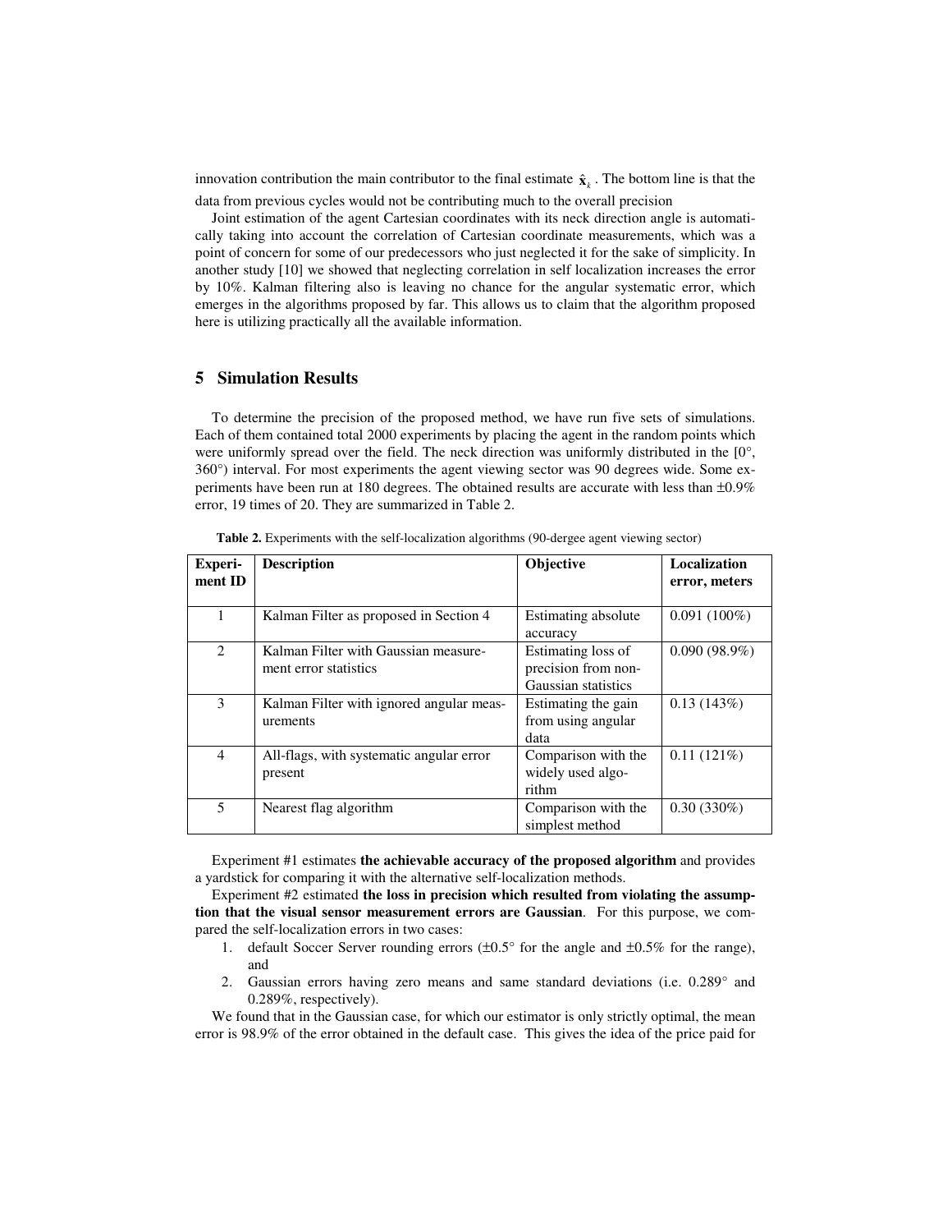innovation contribution the main contributor to the final estimate $\hat{\mathbf{x}}_k$ . The bottom line is that the data from previous cycles would not be contributing much to the overall precision

Joint estimation of the agent Cartesian coordinates with its neck direction angle is automatically taking into account the correlation of Cartesian coordinate measurements, which was a point of concern for some of our predecessors who just neglected it for the sake of simplicity. In another study [10] we showed that neglecting correlation in self localization increases the error by 10%. Kalman filtering also is leaving no chance for the angular systematic error, which emerges in the algorithms proposed by far. This allows us to claim that the algorithm proposed here is utilizing practically all the available information.

## 5 Simulation Results

To determine the precision of the proposed method, we have run five sets of simulations. Each of them contained total 2000 experiments by placing the agent in the random points which were uniformly spread over the field. The neck direction was uniformly distributed in the [0°, 360°) interval. For most experiments the agent viewing sector was 90 degrees wide. Some experiments have been run at 180 degrees. The obtained results are accurate with less than ±0.9% error, 19 times of 20. They are summarized in Table 2.

**Table 2.** Experiments with the self-localization algorithms (90-dergee agent viewing sector)

| Experiment ID | Description | Objective | Localization error, meters |
|---|---|---|---|
| 1 | Kalman Filter as proposed in Section 4 | Estimating absolute accuracy | 0.091 (100%) |
| 2 | Kalman Filter with Gaussian measurement error statistics | Estimating loss of precision from non-Gaussian statistics | 0.090 (98.9%) |
| 3 | Kalman Filter with ignored angular measurements | Estimating the gain from using angular data | 0.13 (143%) |
| 4 | All-flags, with systematic angular error present | Comparison with the widely used algorithm | 0.11 (121%) |
| 5 | Nearest flag algorithm | Comparison with the simplest method | 0.30 (330%) |

Experiment #1 estimates **the achievable accuracy of the proposed algorithm** and provides a yardstick for comparing it with the alternative self-localization methods.

Experiment #2 estimated **the loss in precision which resulted from violating the assumption that the visual sensor measurement errors are Gaussian**. For this purpose, we compared the self-localization errors in two cases:

1. default Soccer Server rounding errors (±0.5° for the angle and ±0.5% for the range), and
2. Gaussian errors having zero means and same standard deviations (i.e. 0.289° and 0.289%, respectively).

We found that in the Gaussian case, for which our estimator is only strictly optimal, the mean error is 98.9% of the error obtained in the default case. This gives the idea of the price paid for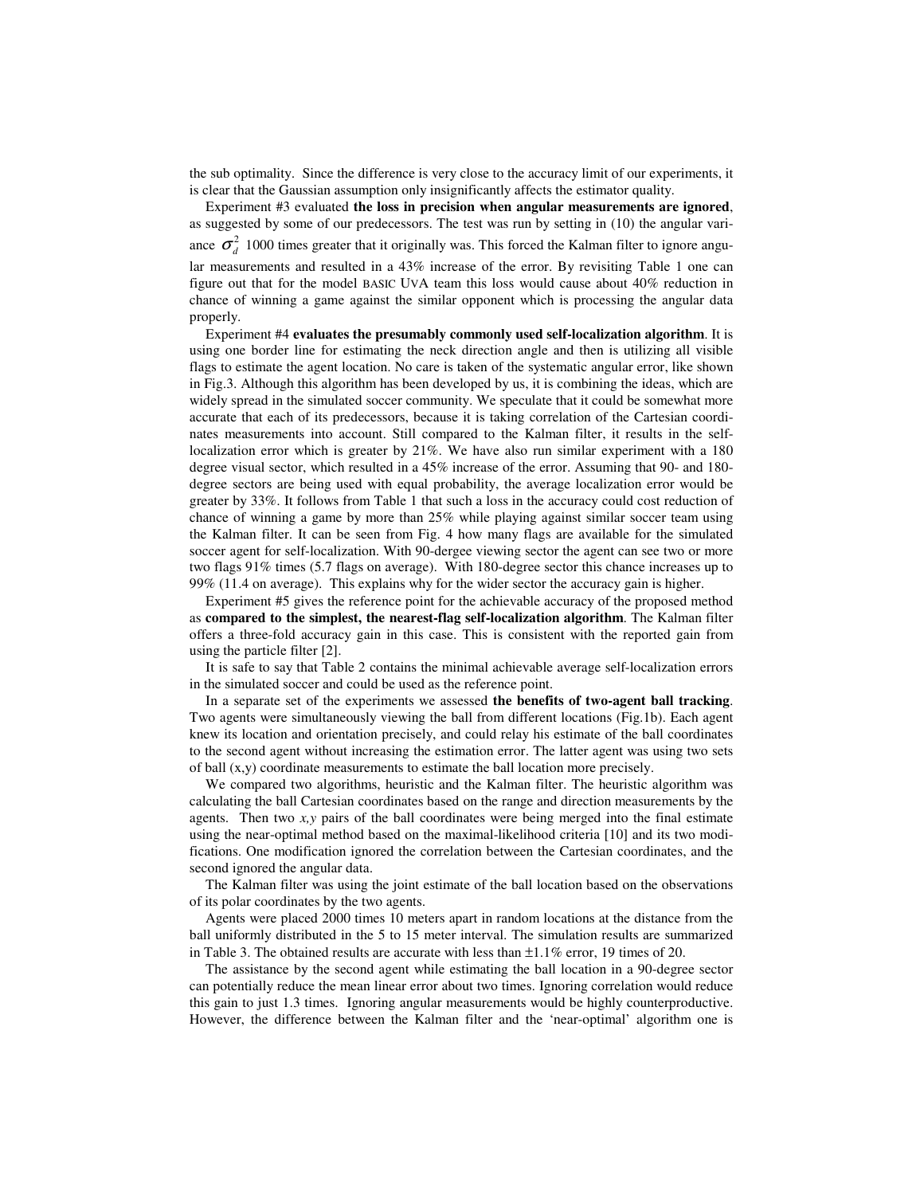the sub optimality. Since the difference is very close to the accuracy limit of our experiments, it is clear that the Gaussian assumption only insignificantly affects the estimator quality.

Experiment #3 evaluated **the loss in precision when angular measurements are ignored**, as suggested by some of our predecessors. The test was run by setting in (10) the angular variance $\sigma_d^2$ 1000 times greater that it originally was. This forced the Kalman filter to ignore angular measurements and resulted in a 43% increase of the error. By revisiting Table 1 one can figure out that for the model BASIC UVA team this loss would cause about 40% reduction in chance of winning a game against the similar opponent which is processing the angular data properly.

Experiment #4 **evaluates the presumably commonly used self-localization algorithm**. It is using one border line for estimating the neck direction angle and then is utilizing all visible flags to estimate the agent location. No care is taken of the systematic angular error, like shown in Fig.3. Although this algorithm has been developed by us, it is combining the ideas, which are widely spread in the simulated soccer community. We speculate that it could be somewhat more accurate that each of its predecessors, because it is taking correlation of the Cartesian coordinates measurements into account. Still compared to the Kalman filter, it results in the self-localization error which is greater by 21%. We have also run similar experiment with a 180 degree visual sector, which resulted in a 45% increase of the error. Assuming that 90- and 180-degree sectors are being used with equal probability, the average localization error would be greater by 33%. It follows from Table 1 that such a loss in the accuracy could cost reduction of chance of winning a game by more than 25% while playing against similar soccer team using the Kalman filter. It can be seen from Fig. 4 how many flags are available for the simulated soccer agent for self-localization. With 90-dergee viewing sector the agent can see two or more two flags 91% times (5.7 flags on average). With 180-degree sector this chance increases up to 99% (11.4 on average). This explains why for the wider sector the accuracy gain is higher.

Experiment #5 gives the reference point for the achievable accuracy of the proposed method as **compared to the simplest, the nearest-flag self-localization algorithm**. The Kalman filter offers a three-fold accuracy gain in this case. This is consistent with the reported gain from using the particle filter [2].

It is safe to say that Table 2 contains the minimal achievable average self-localization errors in the simulated soccer and could be used as the reference point.

In a separate set of the experiments we assessed **the benefits of two-agent ball tracking**. Two agents were simultaneously viewing the ball from different locations (Fig.1b). Each agent knew its location and orientation precisely, and could relay his estimate of the ball coordinates to the second agent without increasing the estimation error. The latter agent was using two sets of ball (x,y) coordinate measurements to estimate the ball location more precisely.

We compared two algorithms, heuristic and the Kalman filter. The heuristic algorithm was calculating the ball Cartesian coordinates based on the range and direction measurements by the agents. Then two *x,y* pairs of the ball coordinates were being merged into the final estimate using the near-optimal method based on the maximal-likelihood criteria [10] and its two modifications. One modification ignored the correlation between the Cartesian coordinates, and the second ignored the angular data.

The Kalman filter was using the joint estimate of the ball location based on the observations of its polar coordinates by the two agents.

Agents were placed 2000 times 10 meters apart in random locations at the distance from the ball uniformly distributed in the 5 to 15 meter interval. The simulation results are summarized in Table 3. The obtained results are accurate with less than ±1.1% error, 19 times of 20.

The assistance by the second agent while estimating the ball location in a 90-degree sector can potentially reduce the mean linear error about two times. Ignoring correlation would reduce this gain to just 1.3 times. Ignoring angular measurements would be highly counterproductive. However, the difference between the Kalman filter and the 'near-optimal' algorithm one is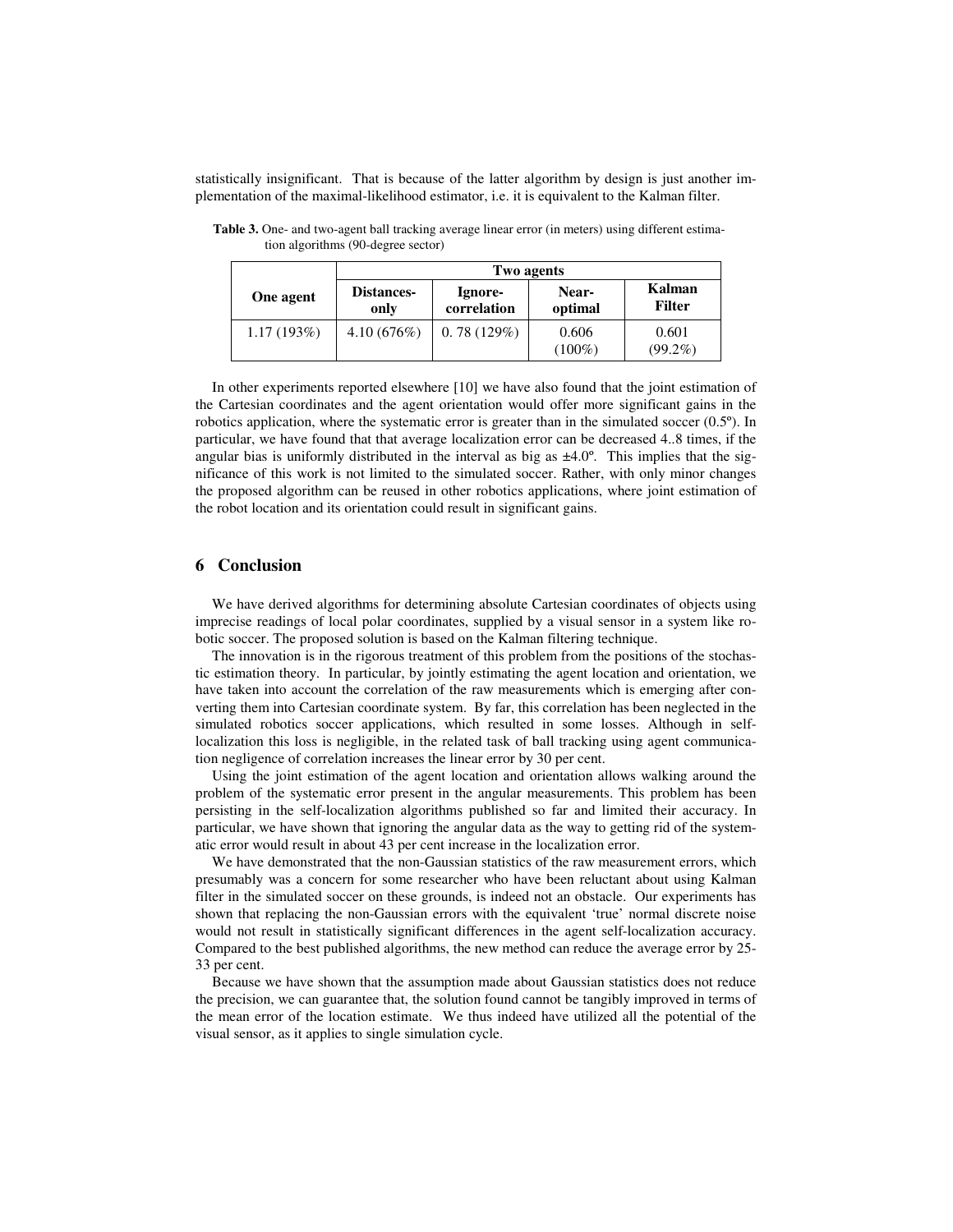statistically insignificant. That is because of the latter algorithm by design is just another implementation of the maximal-likelihood estimator, i.e. it is equivalent to the Kalman filter.

**Table 3.** One- and two-agent ball tracking average linear error (in meters) using different estimation algorithms (90-degree sector)

| One agent | Two agents | | | |
|---|---|---|---|---|
| | **Distances-only** | **Ignore-correlation** | **Near-optimal** | **Kalman Filter** |
| 1.17 (193%) | 4.10 (676%) | 0. 78 (129%) | 0.606 (100%) | 0.601 (99.2%) |

In other experiments reported elsewhere [10] we have also found that the joint estimation of the Cartesian coordinates and the agent orientation would offer more significant gains in the robotics application, where the systematic error is greater than in the simulated soccer (0.5º). In particular, we have found that that average localization error can be decreased 4..8 times, if the angular bias is uniformly distributed in the interval as big as ±4.0º. This implies that the significance of this work is not limited to the simulated soccer. Rather, with only minor changes the proposed algorithm can be reused in other robotics applications, where joint estimation of the robot location and its orientation could result in significant gains.

## 6 Conclusion

We have derived algorithms for determining absolute Cartesian coordinates of objects using imprecise readings of local polar coordinates, supplied by a visual sensor in a system like robotic soccer. The proposed solution is based on the Kalman filtering technique.

The innovation is in the rigorous treatment of this problem from the positions of the stochastic estimation theory. In particular, by jointly estimating the agent location and orientation, we have taken into account the correlation of the raw measurements which is emerging after converting them into Cartesian coordinate system. By far, this correlation has been neglected in the simulated robotics soccer applications, which resulted in some losses. Although in self-localization this loss is negligible, in the related task of ball tracking using agent communication negligence of correlation increases the linear error by 30 per cent.

Using the joint estimation of the agent location and orientation allows walking around the problem of the systematic error present in the angular measurements. This problem has been persisting in the self-localization algorithms published so far and limited their accuracy. In particular, we have shown that ignoring the angular data as the way to getting rid of the systematic error would result in about 43 per cent increase in the localization error.

We have demonstrated that the non-Gaussian statistics of the raw measurement errors, which presumably was a concern for some researcher who have been reluctant about using Kalman filter in the simulated soccer on these grounds, is indeed not an obstacle. Our experiments has shown that replacing the non-Gaussian errors with the equivalent 'true' normal discrete noise would not result in statistically significant differences in the agent self-localization accuracy. Compared to the best published algorithms, the new method can reduce the average error by 25-33 per cent.

Because we have shown that the assumption made about Gaussian statistics does not reduce the precision, we can guarantee that, the solution found cannot be tangibly improved in terms of the mean error of the location estimate. We thus indeed have utilized all the potential of the visual sensor, as it applies to single simulation cycle.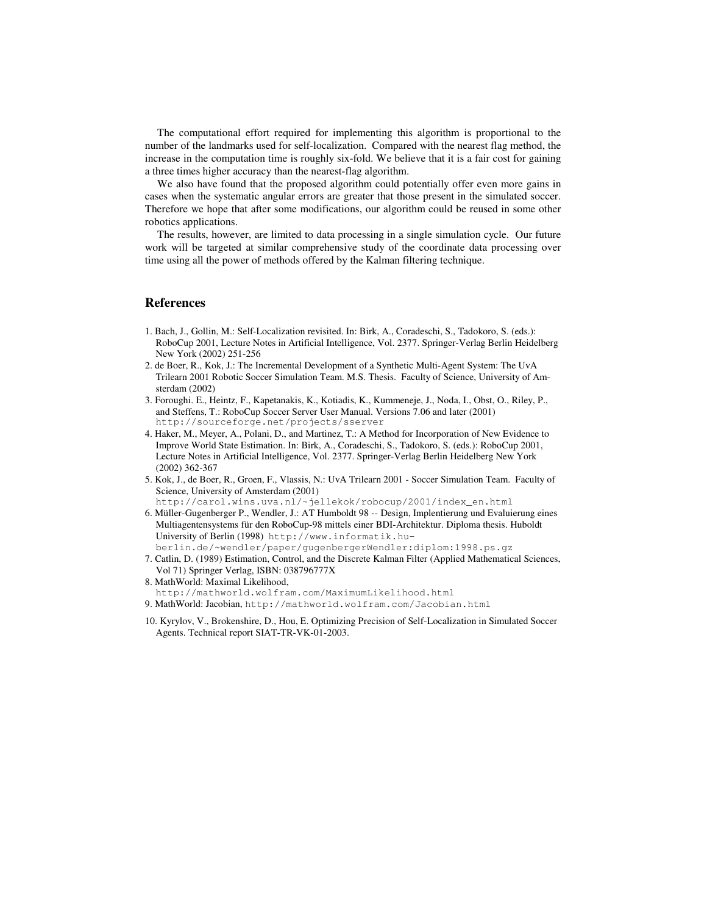The computational effort required for implementing this algorithm is proportional to the number of the landmarks used for self-localization. Compared with the nearest flag method, the increase in the computation time is roughly six-fold. We believe that it is a fair cost for gaining a three times higher accuracy than the nearest-flag algorithm.

We also have found that the proposed algorithm could potentially offer even more gains in cases when the systematic angular errors are greater that those present in the simulated soccer. Therefore we hope that after some modifications, our algorithm could be reused in some other robotics applications.

The results, however, are limited to data processing in a single simulation cycle. Our future work will be targeted at similar comprehensive study of the coordinate data processing over time using all the power of methods offered by the Kalman filtering technique.

## References

1. Bach, J., Gollin, M.: Self-Localization revisited. In: Birk, A., Coradeschi, S., Tadokoro, S. (eds.): RoboCup 2001, Lecture Notes in Artificial Intelligence, Vol. 2377. Springer-Verlag Berlin Heidelberg New York (2002) 251-256
2. de Boer, R., Kok, J.: The Incremental Development of a Synthetic Multi-Agent System: The UvA Trilearn 2001 Robotic Soccer Simulation Team. M.S. Thesis. Faculty of Science, University of Amsterdam (2002)
3. Foroughi. E., Heintz, F., Kapetanakis, K., Kotiadis, K., Kummeneje, J., Noda, I., Obst, O., Riley, P., and Steffens, T.: RoboCup Soccer Server User Manual. Versions 7.06 and later (2001) http://sourceforge.net/projects/sserver
4. Haker, M., Meyer, A., Polani, D., and Martinez, T.: A Method for Incorporation of New Evidence to Improve World State Estimation. In: Birk, A., Coradeschi, S., Tadokoro, S. (eds.): RoboCup 2001, Lecture Notes in Artificial Intelligence, Vol. 2377. Springer-Verlag Berlin Heidelberg New York (2002) 362-367
5. Kok, J., de Boer, R., Groen, F., Vlassis, N.: UvA Trilearn 2001 - Soccer Simulation Team. Faculty of Science, University of Amsterdam (2001) http://carol.wins.uva.nl/~jellekok/robocup/2001/index_en.html
6. Müller-Gugenberger P., Wendler, J.: AT Humboldt 98 -- Design, Implentierung und Evaluierung eines Multiagentensystems für den RoboCup-98 mittels einer BDI-Architektur. Diploma thesis. Huboldt University of Berlin (1998) http://www.informatik.hu-berlin.de/~wendler/paper/gugenbergerWendler:diplom:1998.ps.gz
7. Catlin, D. (1989) Estimation, Control, and the Discrete Kalman Filter (Applied Mathematical Sciences, Vol 71) Springer Verlag, ISBN: 038796777X
8. MathWorld: Maximal Likelihood, http://mathworld.wolfram.com/MaximumLikelihood.html
9. MathWorld: Jacobian, http://mathworld.wolfram.com/Jacobian.html
10. Kyrylov, V., Brokenshire, D., Hou, E. Optimizing Precision of Self-Localization in Simulated Soccer Agents. Technical report SIAT-TR-VK-01-2003.